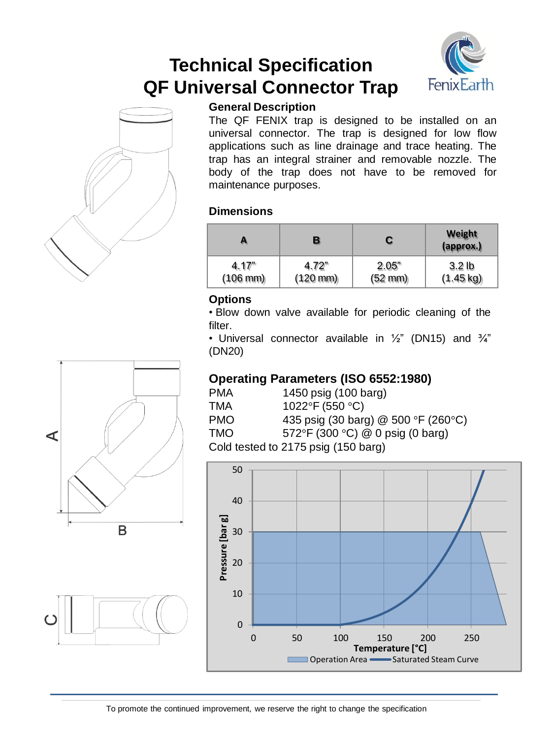# Technical Specification
# QF Universal Connector Trap

### General Description

The QF FENIX trap is designed to be installed on an universal connector. The trap is designed for low flow applications such as line drainage and trace heating. The trap has an integral strainer and removable nozzle. The body of the trap does not have to be removed for maintenance purposes.

### Dimensions

| A | B | C | Weight (approx.) |
|---|---|---|---|
| 4.17" (106 mm) | 4.72" (120 mm) | 2.05" (52 mm) | 3.2 lb (1.45 kg) |

### Options

- Blow down valve available for periodic cleaning of the filter.
- Universal connector available in ½" (DN15) and ¾" (DN20)

### Operating Parameters (ISO 6552:1980)

| | |
|---|---|
| PMA | 1450 psig (100 barg) |
| TMA | 1022°F (550 °C) |
| PMO | 435 psig (30 barg) @ 500 °F (260°C) |
| TMO | 572°F (300 °C) @ 0 psig (0 barg) |

Cold tested to 2175 psig (150 barg)

Pressure [bar g] vs. Temperature [°C] — Operation Area / Saturated Steam Curve

To promote the continued improvement, we reserve the right to change the specification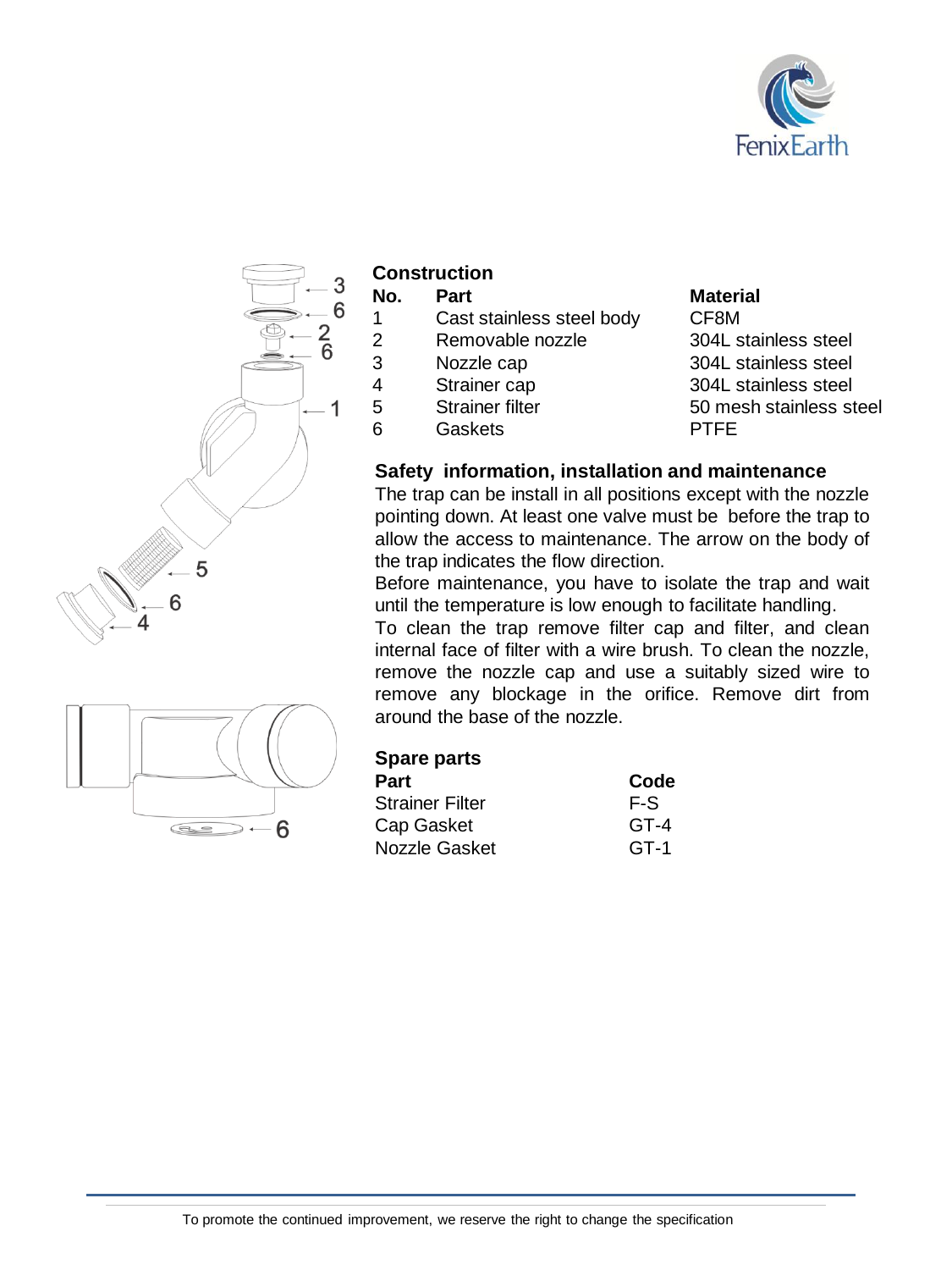## Construction

| No. | Part | Material |
|---|---|---|
| 1 | Cast stainless steel body | CF8M |
| 2 | Removable nozzle | 304L stainless steel |
| 3 | Nozzle cap | 304L stainless steel |
| 4 | Strainer cap | 304L stainless steel |
| 5 | Strainer filter | 50 mesh stainless steel |
| 6 | Gaskets | PTFE |

## Safety information, installation and maintenance

The trap can be install in all positions except with the nozzle pointing down. At least one valve must be before the trap to allow the access to maintenance. The arrow on the body of the trap indicates the flow direction.

Before maintenance, you have to isolate the trap and wait until the temperature is low enough to facilitate handling.

To clean the trap remove filter cap and filter, and clean internal face of filter with a wire brush. To clean the nozzle, remove the nozzle cap and use a suitably sized wire to remove any blockage in the orifice. Remove dirt from around the base of the nozzle.

## Spare parts

| Part | Code |
|---|---|
| Strainer Filter | F-S |
| Cap Gasket | GT-4 |
| Nozzle Gasket | GT-1 |

To promote the continued improvement, we reserve the right to change the specification